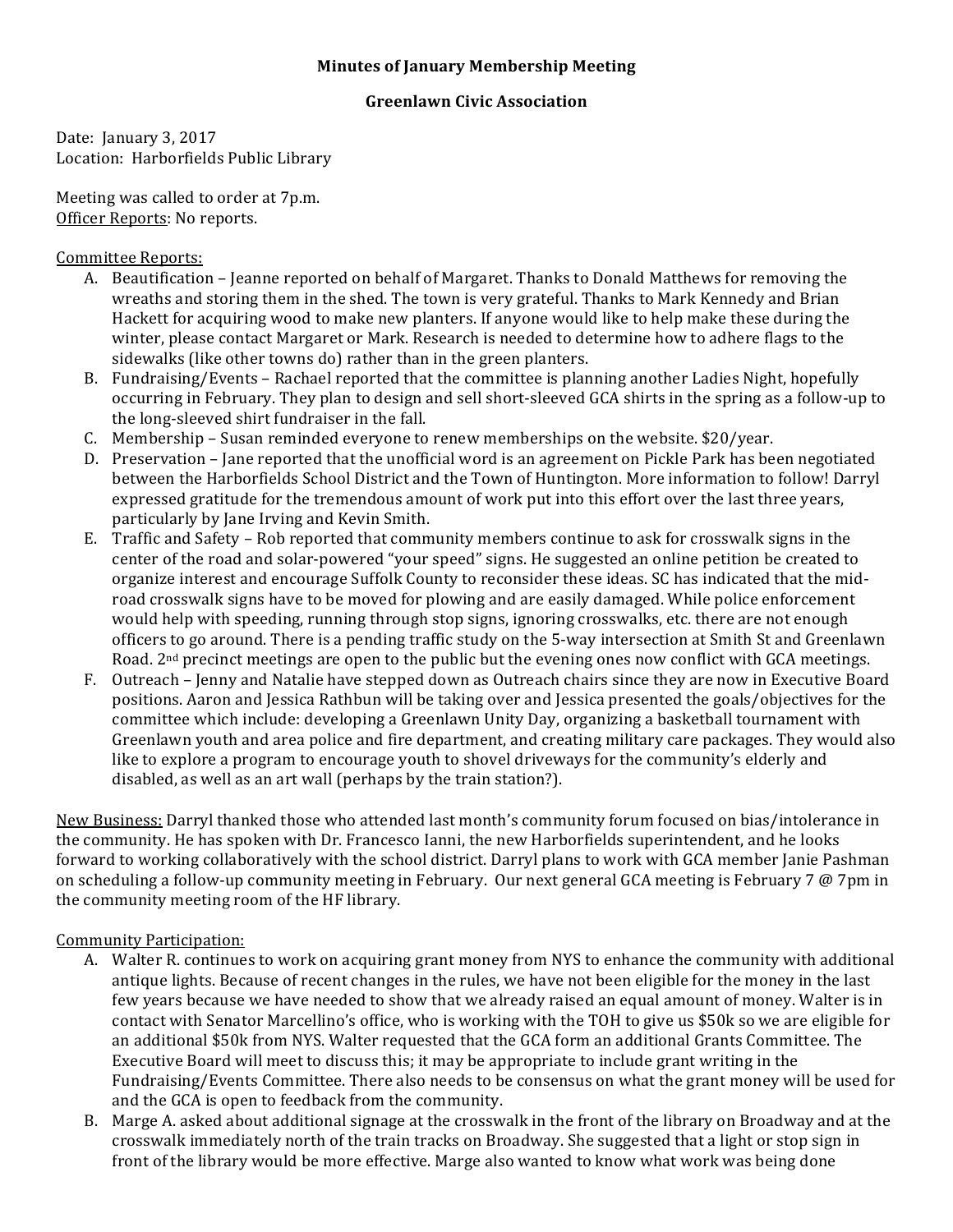**Minutes of January Membership Meeting**

**Greenlawn Civic Association**

Date: January 3, 2017
Location: Harborfields Public Library

Meeting was called to order at 7p.m.
Officer Reports: No reports.

Committee Reports:

A. Beautification – Jeanne reported on behalf of Margaret. Thanks to Donald Matthews for removing the wreaths and storing them in the shed. The town is very grateful. Thanks to Mark Kennedy and Brian Hackett for acquiring wood to make new planters. If anyone would like to help make these during the winter, please contact Margaret or Mark. Research is needed to determine how to adhere flags to the sidewalks (like other towns do) rather than in the green planters.
B. Fundraising/Events – Rachael reported that the committee is planning another Ladies Night, hopefully occurring in February. They plan to design and sell short-sleeved GCA shirts in the spring as a follow-up to the long-sleeved shirt fundraiser in the fall.
C. Membership – Susan reminded everyone to renew memberships on the website. $20/year.
D. Preservation – Jane reported that the unofficial word is an agreement on Pickle Park has been negotiated between the Harborfields School District and the Town of Huntington. More information to follow! Darryl expressed gratitude for the tremendous amount of work put into this effort over the last three years, particularly by Jane Irving and Kevin Smith.
E. Traffic and Safety – Rob reported that community members continue to ask for crosswalk signs in the center of the road and solar-powered "your speed" signs. He suggested an online petition be created to organize interest and encourage Suffolk County to reconsider these ideas. SC has indicated that the mid-road crosswalk signs have to be moved for plowing and are easily damaged. While police enforcement would help with speeding, running through stop signs, ignoring crosswalks, etc. there are not enough officers to go around. There is a pending traffic study on the 5-way intersection at Smith St and Greenlawn Road. 2nd precinct meetings are open to the public but the evening ones now conflict with GCA meetings.
F. Outreach – Jenny and Natalie have stepped down as Outreach chairs since they are now in Executive Board positions. Aaron and Jessica Rathbun will be taking over and Jessica presented the goals/objectives for the committee which include: developing a Greenlawn Unity Day, organizing a basketball tournament with Greenlawn youth and area police and fire department, and creating military care packages. They would also like to explore a program to encourage youth to shovel driveways for the community's elderly and disabled, as well as an art wall (perhaps by the train station?).

New Business: Darryl thanked those who attended last month's community forum focused on bias/intolerance in the community. He has spoken with Dr. Francesco Ianni, the new Harborfields superintendent, and he looks forward to working collaboratively with the school district. Darryl plans to work with GCA member Janie Pashman on scheduling a follow-up community meeting in February. Our next general GCA meeting is February 7 @ 7pm in the community meeting room of the HF library.

Community Participation:

A. Walter R. continues to work on acquiring grant money from NYS to enhance the community with additional antique lights. Because of recent changes in the rules, we have not been eligible for the money in the last few years because we have needed to show that we already raised an equal amount of money. Walter is in contact with Senator Marcellino's office, who is working with the TOH to give us $50k so we are eligible for an additional $50k from NYS. Walter requested that the GCA form an additional Grants Committee. The Executive Board will meet to discuss this; it may be appropriate to include grant writing in the Fundraising/Events Committee. There also needs to be consensus on what the grant money will be used for and the GCA is open to feedback from the community.
B. Marge A. asked about additional signage at the crosswalk in the front of the library on Broadway and at the crosswalk immediately north of the train tracks on Broadway. She suggested that a light or stop sign in front of the library would be more effective. Marge also wanted to know what work was being done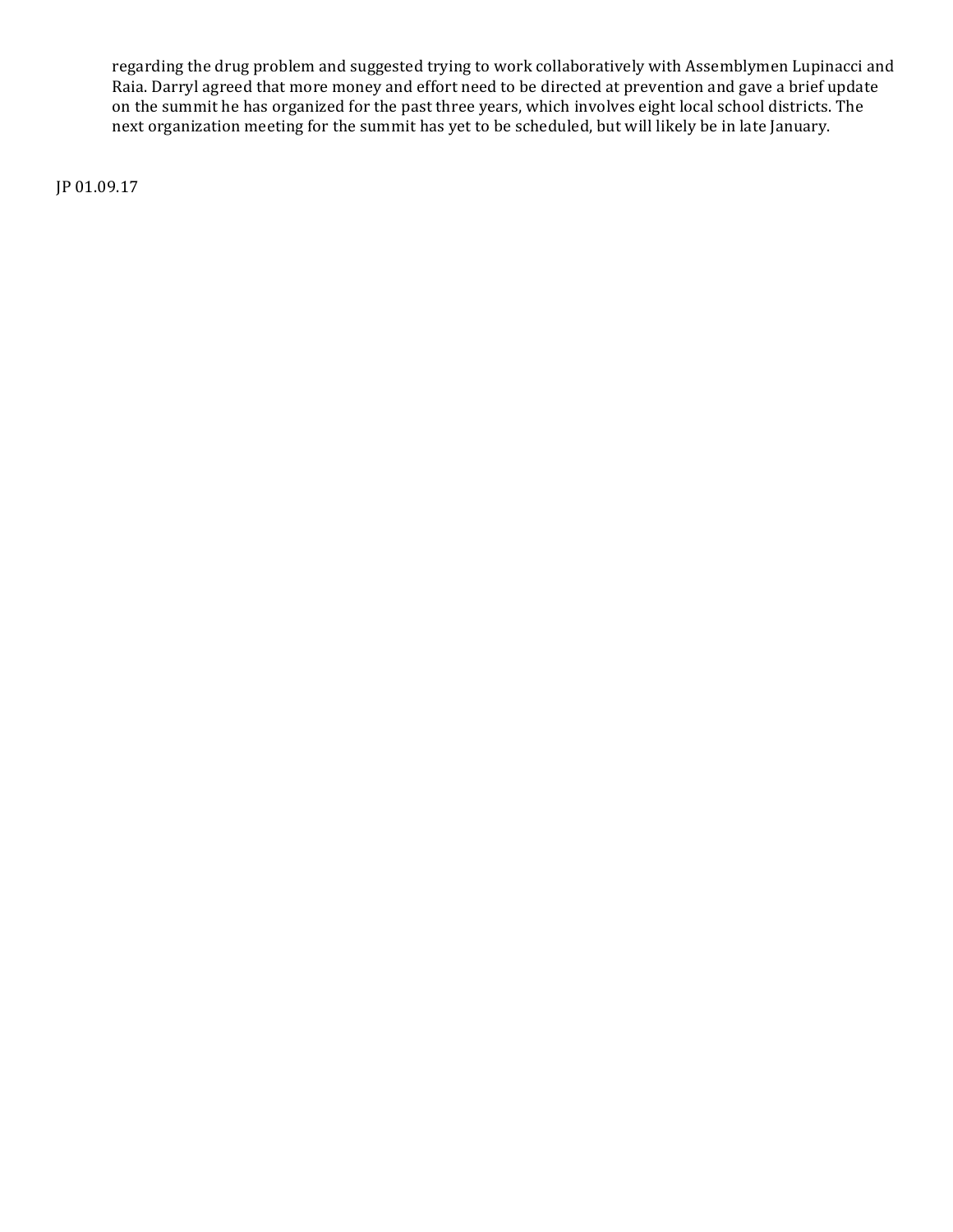regarding the drug problem and suggested trying to work collaboratively with Assemblymen Lupinacci and Raia. Darryl agreed that more money and effort need to be directed at prevention and gave a brief update on the summit he has organized for the past three years, which involves eight local school districts. The next organization meeting for the summit has yet to be scheduled, but will likely be in late January.

JP 01.09.17